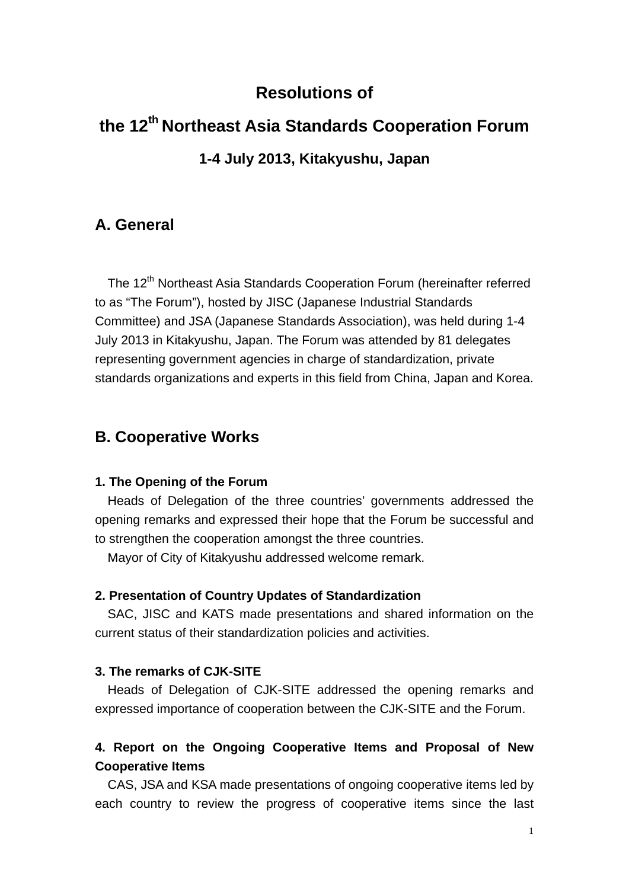# Resolutions of

# the 12th Northeast Asia Standards Cooperation Forum

### 1-4 July 2013, Kitakyushu, Japan

## A. General

The 12th Northeast Asia Standards Cooperation Forum (hereinafter referred to as "The Forum"), hosted by JISC (Japanese Industrial Standards Committee) and JSA (Japanese Standards Association), was held during 1-4 July 2013 in Kitakyushu, Japan. The Forum was attended by 81 delegates representing government agencies in charge of standardization, private standards organizations and experts in this field from China, Japan and Korea.

## B. Cooperative Works

**1. The Opening of the Forum**

Heads of Delegation of the three countries' governments addressed the opening remarks and expressed their hope that the Forum be successful and to strengthen the cooperation amongst the three countries.

Mayor of City of Kitakyushu addressed welcome remark.

**2. Presentation of Country Updates of Standardization**

SAC, JISC and KATS made presentations and shared information on the current status of their standardization policies and activities.

**3. The remarks of CJK-SITE**

Heads of Delegation of CJK-SITE addressed the opening remarks and expressed importance of cooperation between the CJK-SITE and the Forum.

**4. Report on the Ongoing Cooperative Items and Proposal of New Cooperative Items**

CAS, JSA and KSA made presentations of ongoing cooperative items led by each country to review the progress of cooperative items since the last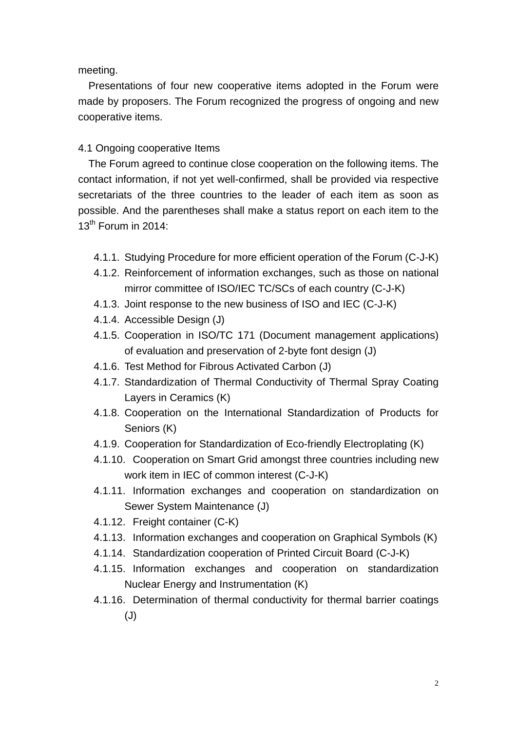meeting.

Presentations of four new cooperative items adopted in the Forum were made by proposers. The Forum recognized the progress of ongoing and new cooperative items.

4.1 Ongoing cooperative Items

The Forum agreed to continue close cooperation on the following items. The contact information, if not yet well-confirmed, shall be provided via respective secretariats of the three countries to the leader of each item as soon as possible. And the parentheses shall make a status report on each item to the 13th Forum in 2014:

- 4.1.1. Studying Procedure for more efficient operation of the Forum (C-J-K)
- 4.1.2. Reinforcement of information exchanges, such as those on national mirror committee of ISO/IEC TC/SCs of each country (C-J-K)
- 4.1.3. Joint response to the new business of ISO and IEC (C-J-K)
- 4.1.4. Accessible Design (J)
- 4.1.5. Cooperation in ISO/TC 171 (Document management applications) of evaluation and preservation of 2-byte font design (J)
- 4.1.6. Test Method for Fibrous Activated Carbon (J)
- 4.1.7. Standardization of Thermal Conductivity of Thermal Spray Coating Layers in Ceramics (K)
- 4.1.8. Cooperation on the International Standardization of Products for Seniors (K)
- 4.1.9. Cooperation for Standardization of Eco-friendly Electroplating (K)
- 4.1.10. Cooperation on Smart Grid amongst three countries including new work item in IEC of common interest (C-J-K)
- 4.1.11. Information exchanges and cooperation on standardization on Sewer System Maintenance (J)
- 4.1.12. Freight container (C-K)
- 4.1.13. Information exchanges and cooperation on Graphical Symbols (K)
- 4.1.14. Standardization cooperation of Printed Circuit Board (C-J-K)
- 4.1.15. Information exchanges and cooperation on standardization Nuclear Energy and Instrumentation (K)
- 4.1.16. Determination of thermal conductivity for thermal barrier coatings (J)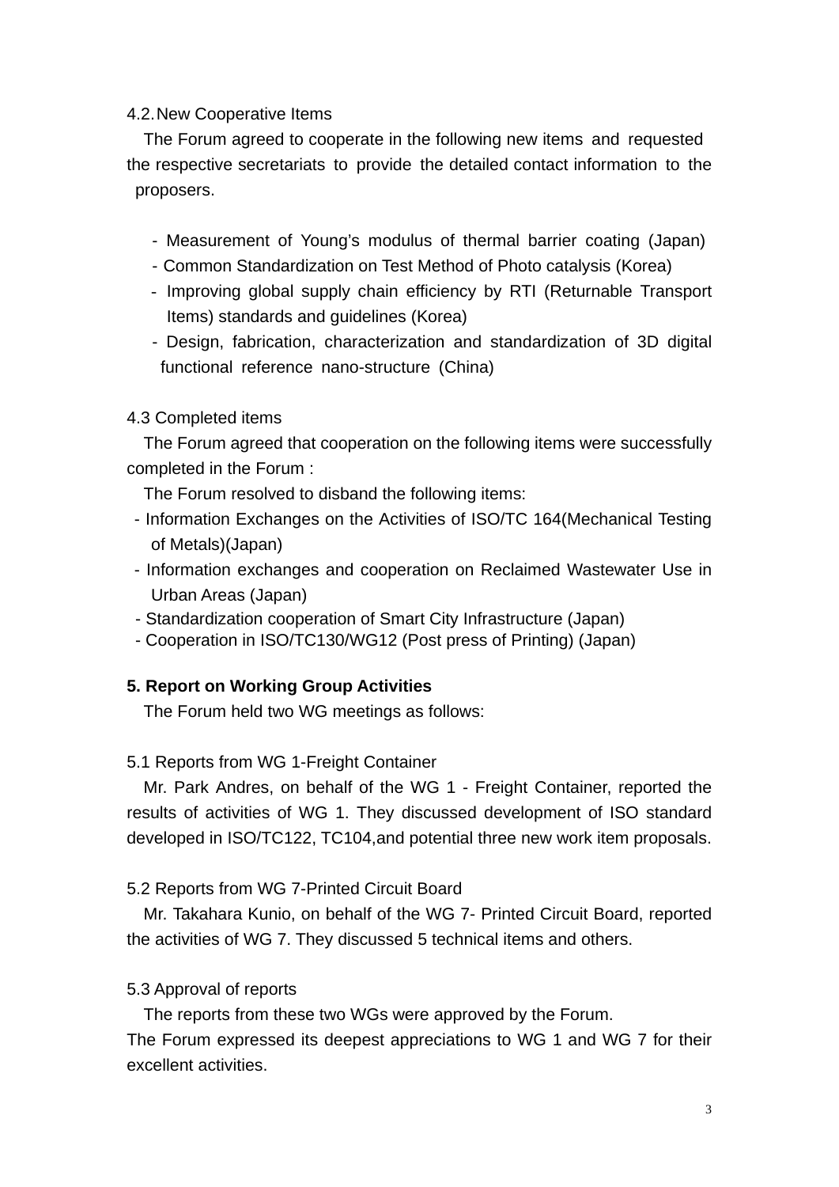4.2. New Cooperative Items

The Forum agreed to cooperate in the following new items and requested the respective secretariats to provide the detailed contact information to the proposers.

- Measurement of Young's modulus of thermal barrier coating (Japan)
- Common Standardization on Test Method of Photo catalysis (Korea)
- Improving global supply chain efficiency by RTI (Returnable Transport Items) standards and guidelines (Korea)
- Design, fabrication, characterization and standardization of 3D digital functional reference nano-structure (China)

4.3 Completed items

The Forum agreed that cooperation on the following items were successfully completed in the Forum :

The Forum resolved to disband the following items:

- Information Exchanges on the Activities of ISO/TC 164(Mechanical Testing of Metals)(Japan)
- Information exchanges and cooperation on Reclaimed Wastewater Use in Urban Areas (Japan)
- Standardization cooperation of Smart City Infrastructure (Japan)
- Cooperation in ISO/TC130/WG12 (Post press of Printing) (Japan)

**5. Report on Working Group Activities**

The Forum held two WG meetings as follows:

5.1 Reports from WG 1-Freight Container

Mr. Park Andres, on behalf of the WG 1 - Freight Container, reported the results of activities of WG 1. They discussed development of ISO standard developed in ISO/TC122, TC104,and potential three new work item proposals.

5.2 Reports from WG 7-Printed Circuit Board

Mr. Takahara Kunio, on behalf of the WG 7- Printed Circuit Board, reported the activities of WG 7. They discussed 5 technical items and others.

5.3 Approval of reports

The reports from these two WGs were approved by the Forum.

The Forum expressed its deepest appreciations to WG 1 and WG 7 for their excellent activities.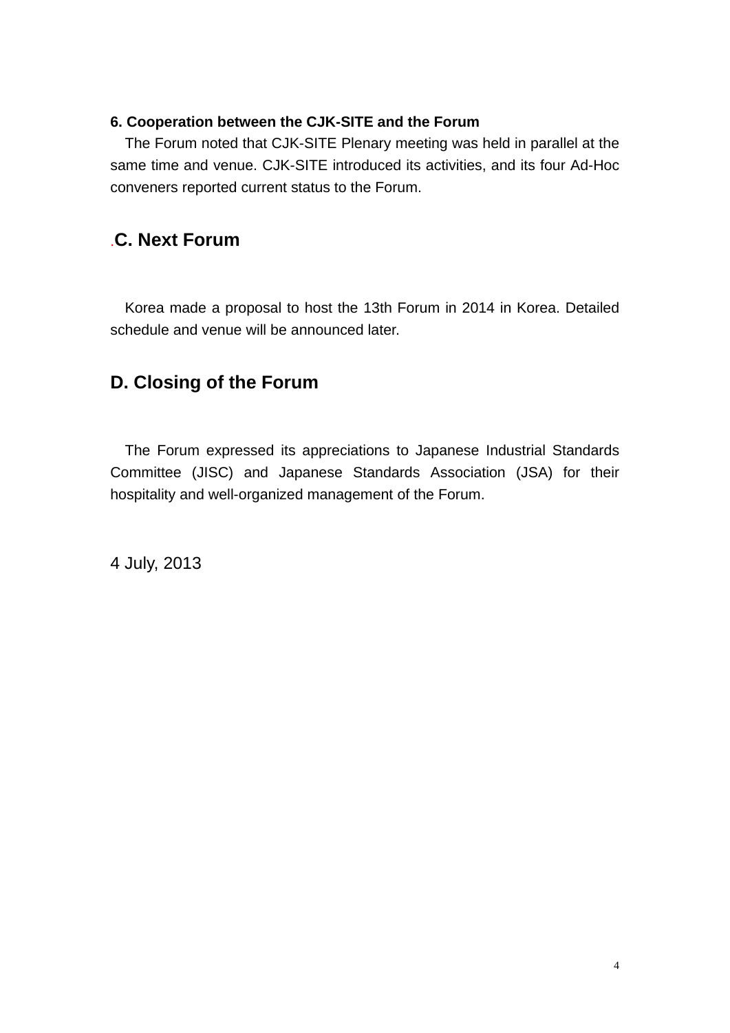**6. Cooperation between the CJK-SITE and the Forum**

The Forum noted that CJK-SITE Plenary meeting was held in parallel at the same time and venue. CJK-SITE introduced its activities, and its four Ad-Hoc conveners reported current status to the Forum.

## .C. Next Forum

Korea made a proposal to host the 13th Forum in 2014 in Korea. Detailed schedule and venue will be announced later.

## D. Closing of the Forum

The Forum expressed its appreciations to Japanese Industrial Standards Committee (JISC) and Japanese Standards Association (JSA) for their hospitality and well-organized management of the Forum.

4 July, 2013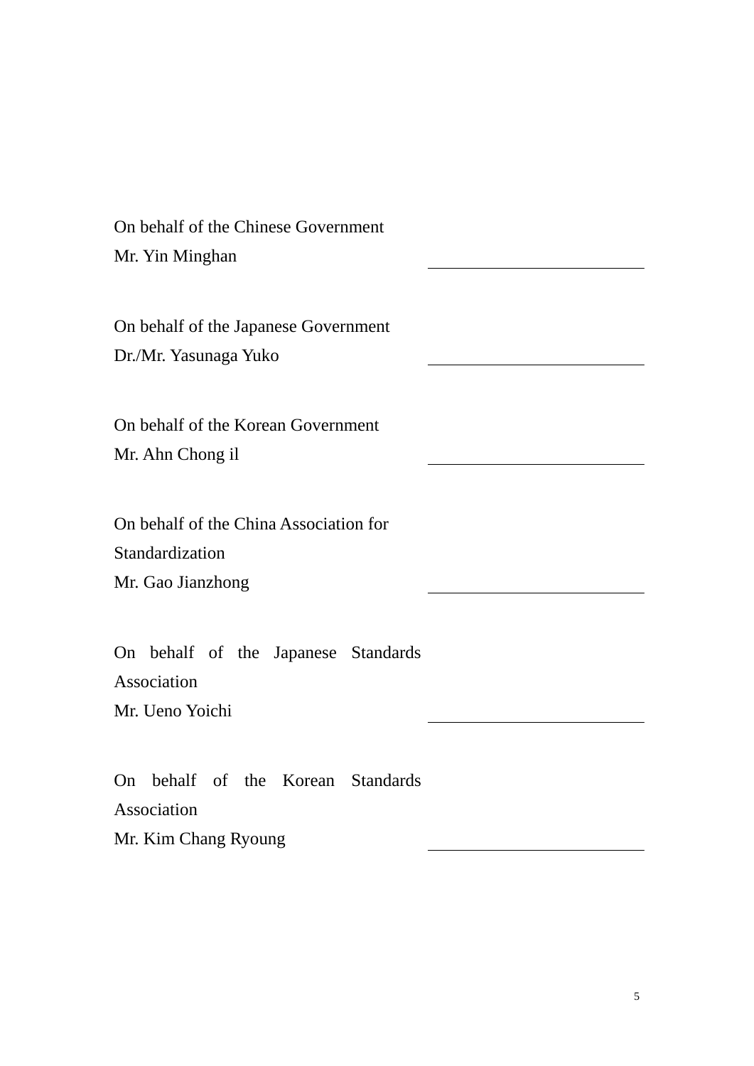On behalf of the Chinese Government
Mr. Yin Minghan ____________________

On behalf of the Japanese Government
Dr./Mr. Yasunaga Yuko ____________________

On behalf of the Korean Government
Mr. Ahn Chong il ____________________

On behalf of the China Association for Standardization
Mr. Gao Jianzhong ____________________

On behalf of the Japanese Standards Association
Mr. Ueno Yoichi ____________________

On behalf of the Korean Standards Association
Mr. Kim Chang Ryoung ____________________